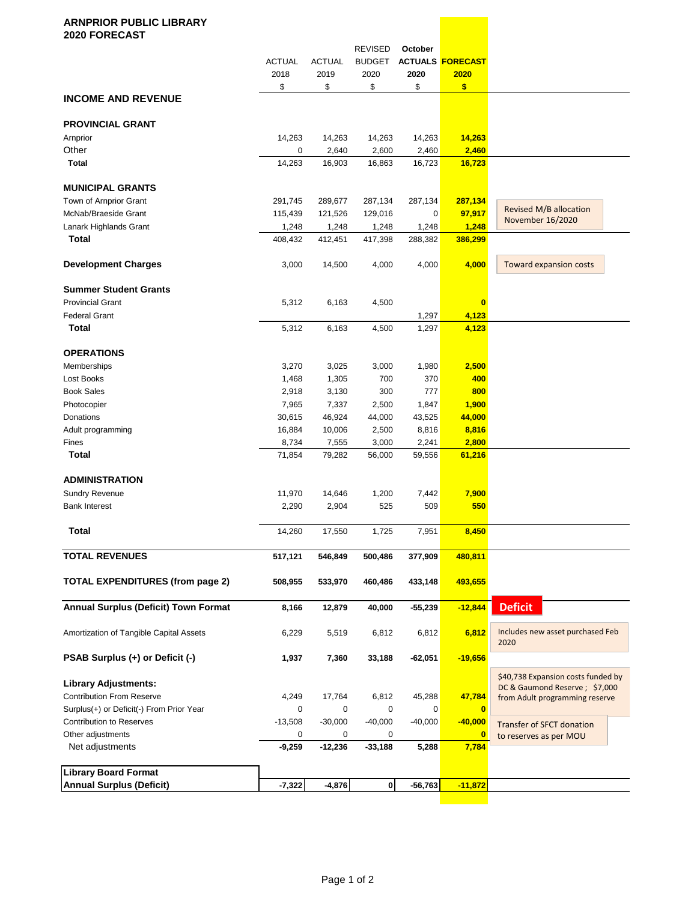**ARNPRIOR PUBLIC LIBRARY**
**2020 FORECAST**

| | ACTUAL 2018 $ | ACTUAL 2019 $ | REVISED BUDGET 2020 $ | October ACTUALS 2020 $ | FORECAST 2020 $ | |
|---|---|---|---|---|---|---|
| **INCOME AND REVENUE** | | | | | | |
| **PROVINCIAL GRANT** | | | | | | |
| Arnprior | 14,263 | 14,263 | 14,263 | 14,263 | **14,263** | |
| Other | 0 | 2,640 | 2,600 | 2,460 | **2,460** | |
| **Total** | 14,263 | 16,903 | 16,863 | 16,723 | **16,723** | |
| **MUNICIPAL GRANTS** | | | | | | |
| Town of Arnprior Grant | 291,745 | 289,677 | 287,134 | 287,134 | **287,134** | |
| McNab/Braeside Grant | 115,439 | 121,526 | 129,016 | 0 | **97,917** | Revised M/B allocation November 16/2020 |
| Lanark Highlands Grant | 1,248 | 1,248 | 1,248 | 1,248 | **1,248** | |
| **Total** | 408,432 | 412,451 | 417,398 | 288,382 | **386,299** | |
| **Development Charges** | 3,000 | 14,500 | 4,000 | 4,000 | **4,000** | Toward expansion costs |
| **Summer Student Grants** | | | | | | |
| Provincial Grant | 5,312 | 6,163 | 4,500 | | **0** | |
| Federal Grant | | | | 1,297 | **4,123** | |
| **Total** | 5,312 | 6,163 | 4,500 | 1,297 | **4,123** | |
| **OPERATIONS** | | | | | | |
| Memberships | 3,270 | 3,025 | 3,000 | 1,980 | **2,500** | |
| Lost Books | 1,468 | 1,305 | 700 | 370 | **400** | |
| Book Sales | 2,918 | 3,130 | 300 | 777 | **800** | |
| Photocopier | 7,965 | 7,337 | 2,500 | 1,847 | **1,900** | |
| Donations | 30,615 | 46,924 | 44,000 | 43,525 | **44,000** | |
| Adult programming | 16,884 | 10,006 | 2,500 | 8,816 | **8,816** | |
| Fines | 8,734 | 7,555 | 3,000 | 2,241 | **2,800** | |
| **Total** | 71,854 | 79,282 | 56,000 | 59,556 | **61,216** | |
| **ADMINISTRATION** | | | | | | |
| Sundry Revenue | 11,970 | 14,646 | 1,200 | 7,442 | **7,900** | |
| Bank Interest | 2,290 | 2,904 | 525 | 509 | **550** | |
| **Total** | 14,260 | 17,550 | 1,725 | 7,951 | **8,450** | |
| **TOTAL REVENUES** | **517,121** | **546,849** | **500,486** | **377,909** | **480,811** | |
| **TOTAL EXPENDITURES (from page 2)** | **508,955** | **533,970** | **460,486** | **433,148** | **493,655** | |
| **Annual Surplus (Deficit) Town Format** | **8,166** | **12,879** | **40,000** | **-55,239** | **-12,844** | **Deficit** |
| Amortization of Tangible Capital Assets | 6,229 | 5,519 | 6,812 | 6,812 | **6,812** | Includes new asset purchased Feb 2020 |
| **PSAB Surplus (+) or Deficit (-)** | **1,937** | **7,360** | **33,188** | **-62,051** | **-19,656** | |
| **Library Adjustments:** | | | | | | |
| Contribution From Reserve | 4,249 | 17,764 | 6,812 | 45,288 | **47,784** | $40,738 Expansion costs funded by DC & Gaumond Reserve ; $7,000 from Adult programming reserve |
| Surplus(+) or Deficit(-) From Prior Year | 0 | 0 | 0 | 0 | **0** | |
| Contribution to Reserves | -13,508 | -30,000 | -40,000 | -40,000 | **-40,000** | Transfer of SFCT donation to reserves as per MOU |
| Other adjustments | 0 | 0 | 0 | | **0** | |
| Net adjustments | **-9,259** | **-12,236** | **-33,188** | **5,288** | **7,784** | |
| **Library Board Format Annual Surplus (Deficit)** | **-7,322** | **-4,876** | **0** | **-56,763** | **-11,872** | |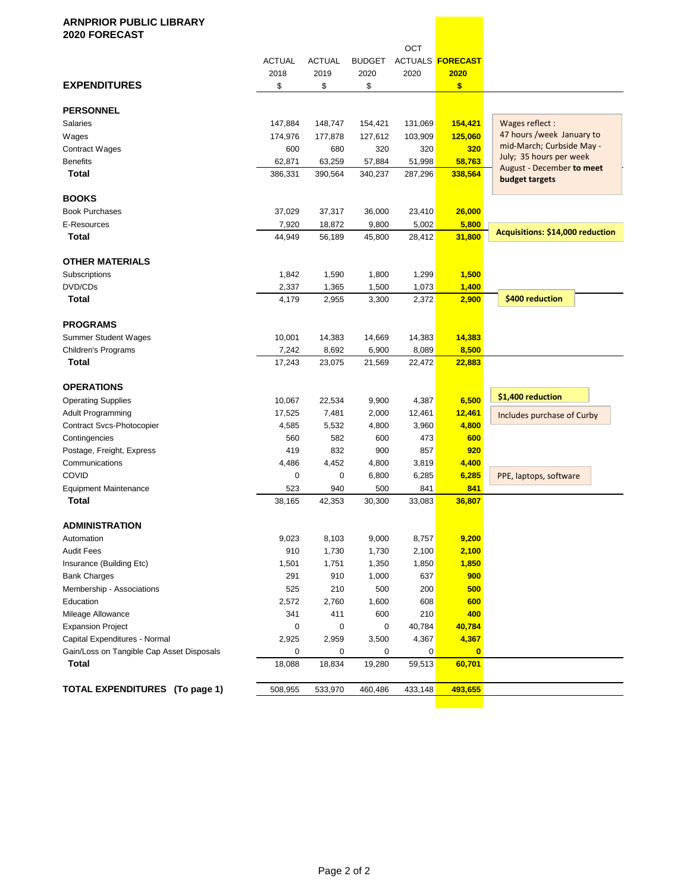# ARNPRIOR PUBLIC LIBRARY
## 2020 FORECAST

| EXPENDITURES | ACTUAL 2018 $ | ACTUAL 2019 $ | BUDGET 2020 $ | OCT ACTUALS 2020 | **FORECAST 2020 $** | |
|---|---|---|---|---|---|---|
| **PERSONNEL** | | | | | | |
| Salaries | 147,884 | 148,747 | 154,421 | 131,069 | **154,421** | Wages reflect : 47 hours /week January to mid-March; Curbside May - July; 35 hours per week August - December **to meet budget targets** |
| Wages | 174,976 | 177,878 | 127,612 | 103,909 | **125,060** | |
| Contract Wages | 600 | 680 | 320 | 320 | **320** | |
| Benefits | 62,871 | 63,259 | 57,884 | 51,998 | **58,763** | |
| **Total** | 386,331 | 390,564 | 340,237 | 287,296 | **338,564** | |
| **BOOKS** | | | | | | |
| Book Purchases | 37,029 | 37,317 | 36,000 | 23,410 | **26,000** | |
| E-Resources | 7,920 | 18,872 | 9,800 | 5,002 | **5,800** | |
| **Total** | 44,949 | 56,189 | 45,800 | 28,412 | **31,800** | **Acquisitions: $14,000 reduction** |
| **OTHER MATERIALS** | | | | | | |
| Subscriptions | 1,842 | 1,590 | 1,800 | 1,299 | **1,500** | |
| DVD/CDs | 2,337 | 1,365 | 1,500 | 1,073 | **1,400** | |
| **Total** | 4,179 | 2,955 | 3,300 | 2,372 | **2,900** | **$400 reduction** |
| **PROGRAMS** | | | | | | |
| Summer Student Wages | 10,001 | 14,383 | 14,669 | 14,383 | **14,383** | |
| Children's Programs | 7,242 | 8,692 | 6,900 | 8,089 | **8,500** | |
| **Total** | 17,243 | 23,075 | 21,569 | 22,472 | **22,883** | |
| **OPERATIONS** | | | | | | |
| Operating Supplies | 10,067 | 22,534 | 9,900 | 4,387 | **6,500** | **$1,400 reduction** |
| Adult Programming | 17,525 | 7,481 | 2,000 | 12,461 | **12,461** | Includes purchase of Curby |
| Contract Svcs-Photocopier | 4,585 | 5,532 | 4,800 | 3,960 | **4,800** | |
| Contingencies | 560 | 582 | 600 | 473 | **600** | |
| Postage, Freight, Express | 419 | 832 | 900 | 857 | **920** | |
| Communications | 4,486 | 4,452 | 4,800 | 3,819 | **4,400** | |
| COVID | 0 | 0 | 6,800 | 6,285 | **6,285** | PPE, laptops, software |
| Equipment Maintenance | 523 | 940 | 500 | 841 | **841** | |
| **Total** | 38,165 | 42,353 | 30,300 | 33,083 | **36,807** | |
| **ADMINISTRATION** | | | | | | |
| Automation | 9,023 | 8,103 | 9,000 | 8,757 | **9,200** | |
| Audit Fees | 910 | 1,730 | 1,730 | 2,100 | **2,100** | |
| Insurance (Building Etc) | 1,501 | 1,751 | 1,350 | 1,850 | **1,850** | |
| Bank Charges | 291 | 910 | 1,000 | 637 | **900** | |
| Membership - Associations | 525 | 210 | 500 | 200 | **500** | |
| Education | 2,572 | 2,760 | 1,600 | 608 | **600** | |
| Mileage Allowance | 341 | 411 | 600 | 210 | **400** | |
| Expansion Project | 0 | 0 | 0 | 40,784 | **40,784** | |
| Capital Expenditures - Normal | 2,925 | 2,959 | 3,500 | 4,367 | **4,367** | |
| Gain/Loss on Tangible Cap Asset Disposals | 0 | 0 | 0 | 0 | **0** | |
| **Total** | 18,088 | 18,834 | 19,280 | 59,513 | **60,701** | |
| **TOTAL EXPENDITURES (To page 1)** | 508,955 | 533,970 | 460,486 | 433,148 | **493,655** | |